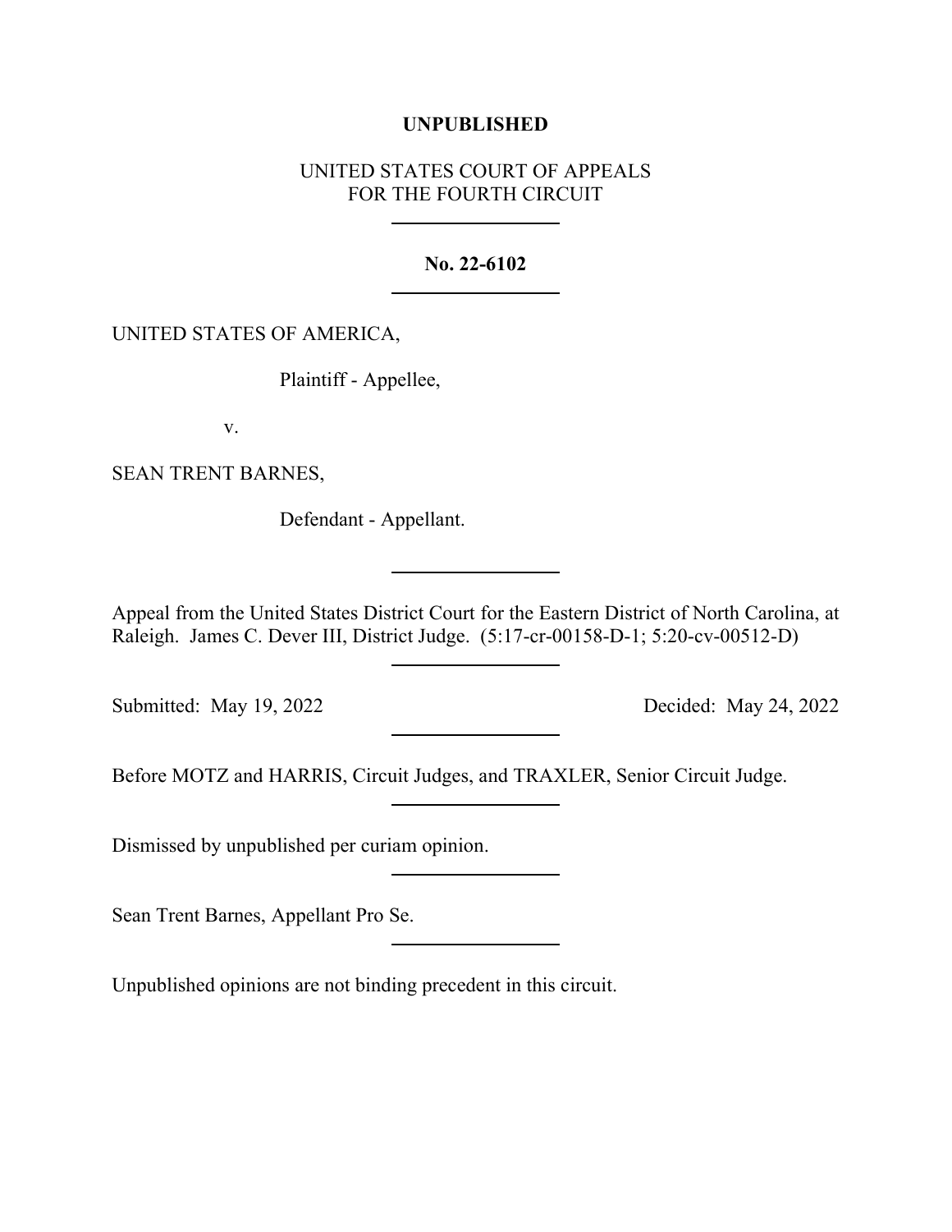**UNPUBLISHED**

UNITED STATES COURT OF APPEALS
FOR THE FOURTH CIRCUIT

---

**No. 22-6102**

---

UNITED STATES OF AMERICA,

Plaintiff - Appellee,

v.

SEAN TRENT BARNES,

Defendant - Appellant.

---

Appeal from the United States District Court for the Eastern District of North Carolina, at Raleigh. James C. Dever III, District Judge. (5:17-cr-00158-D-1; 5:20-cv-00512-D)

---

Submitted: May 19, 2022 Decided: May 24, 2022

---

Before MOTZ and HARRIS, Circuit Judges, and TRAXLER, Senior Circuit Judge.

---

Dismissed by unpublished per curiam opinion.

---

Sean Trent Barnes, Appellant Pro Se.

---

Unpublished opinions are not binding precedent in this circuit.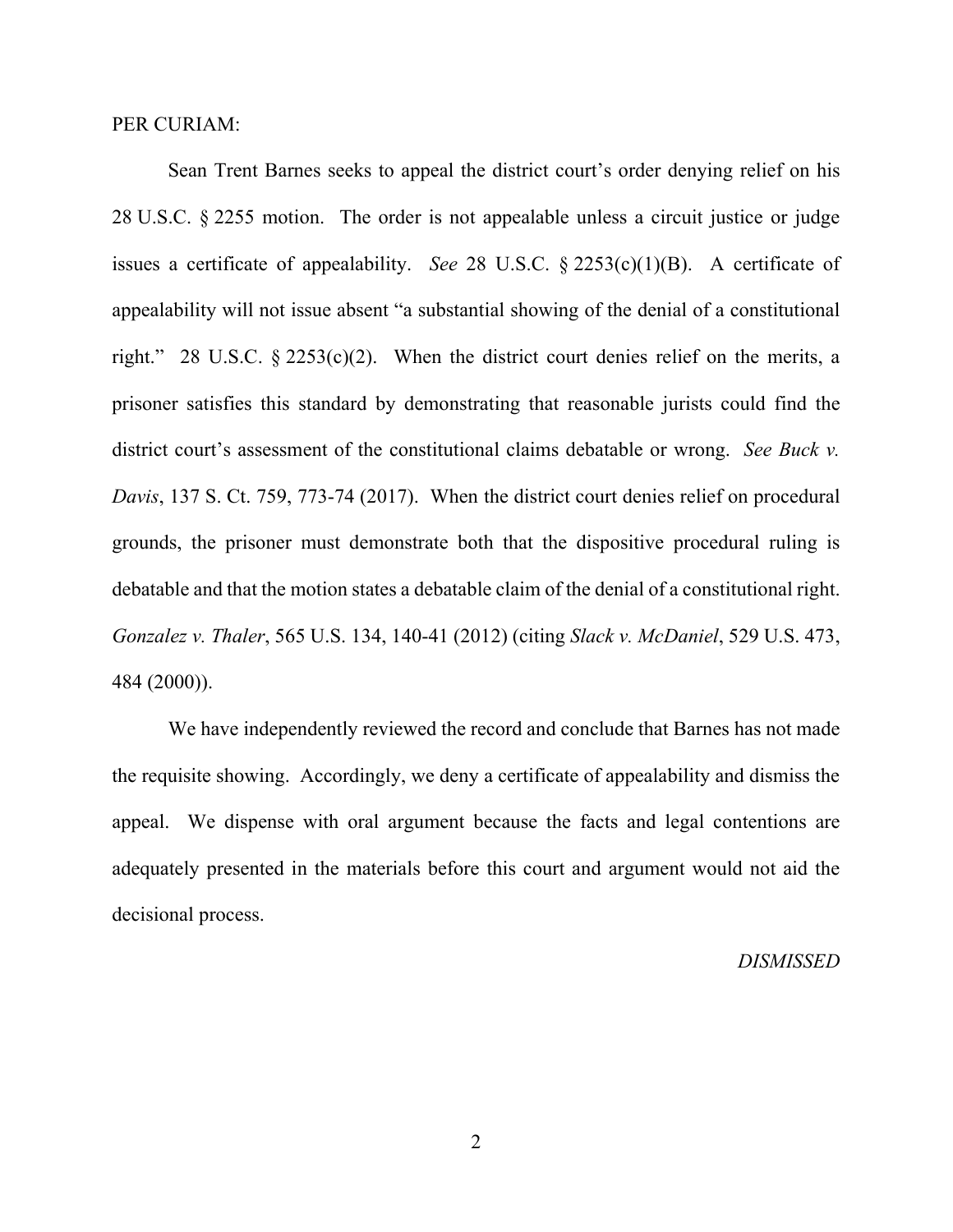PER CURIAM:

Sean Trent Barnes seeks to appeal the district court's order denying relief on his 28 U.S.C. § 2255 motion. The order is not appealable unless a circuit justice or judge issues a certificate of appealability. *See* 28 U.S.C. § 2253(c)(1)(B). A certificate of appealability will not issue absent "a substantial showing of the denial of a constitutional right." 28 U.S.C. § 2253(c)(2). When the district court denies relief on the merits, a prisoner satisfies this standard by demonstrating that reasonable jurists could find the district court's assessment of the constitutional claims debatable or wrong. *See Buck v. Davis*, 137 S. Ct. 759, 773-74 (2017). When the district court denies relief on procedural grounds, the prisoner must demonstrate both that the dispositive procedural ruling is debatable and that the motion states a debatable claim of the denial of a constitutional right. *Gonzalez v. Thaler*, 565 U.S. 134, 140-41 (2012) (citing *Slack v. McDaniel*, 529 U.S. 473, 484 (2000)).

We have independently reviewed the record and conclude that Barnes has not made the requisite showing. Accordingly, we deny a certificate of appealability and dismiss the appeal. We dispense with oral argument because the facts and legal contentions are adequately presented in the materials before this court and argument would not aid the decisional process.

*DISMISSED*